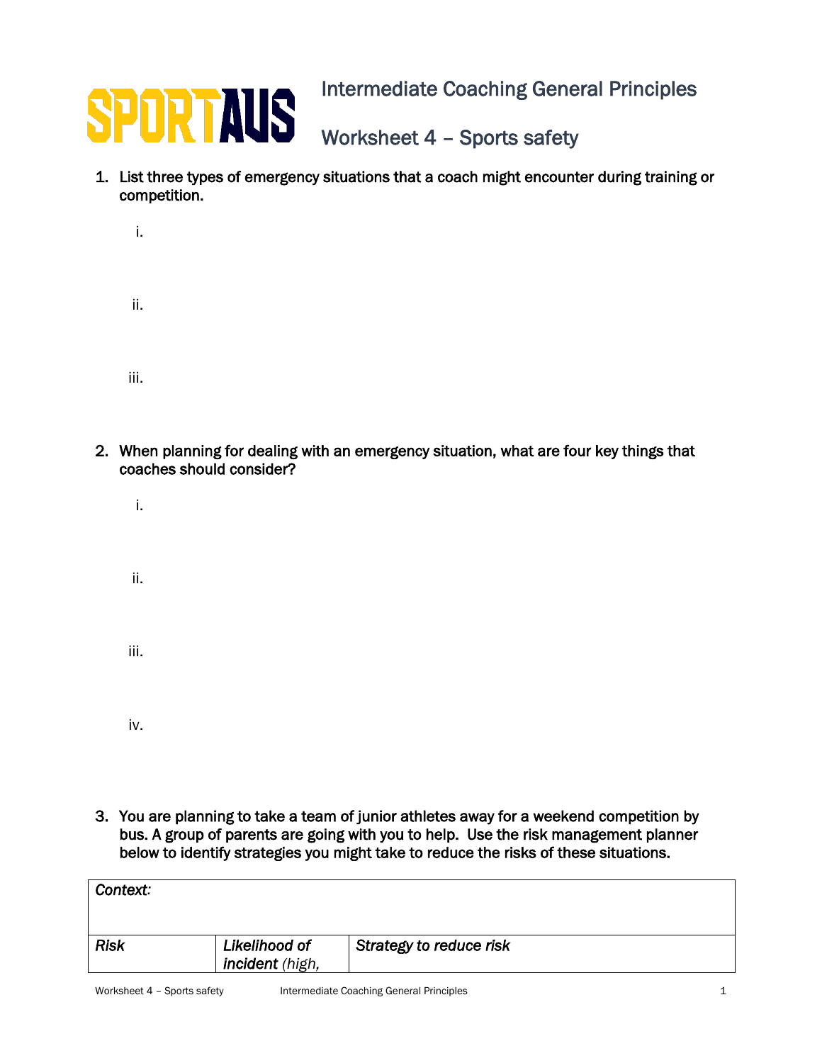SPORTAUS

# Intermediate Coaching General Principles

## Worksheet 4 – Sports safety

1. List three types of emergency situations that a coach might encounter during training or competition.

   i.

   ii.

   iii.

2. When planning for dealing with an emergency situation, what are four key things that coaches should consider?

   i.

   ii.

   iii.

   iv.

3. You are planning to take a team of junior athletes away for a weekend competition by bus. A group of parents are going with you to help. Use the risk management planner below to identify strategies you might take to reduce the risks of these situations.

| *Context:* | | |
|---|---|---|
| *Risk* | *Likelihood of incident (high,* | *Strategy to reduce risk* |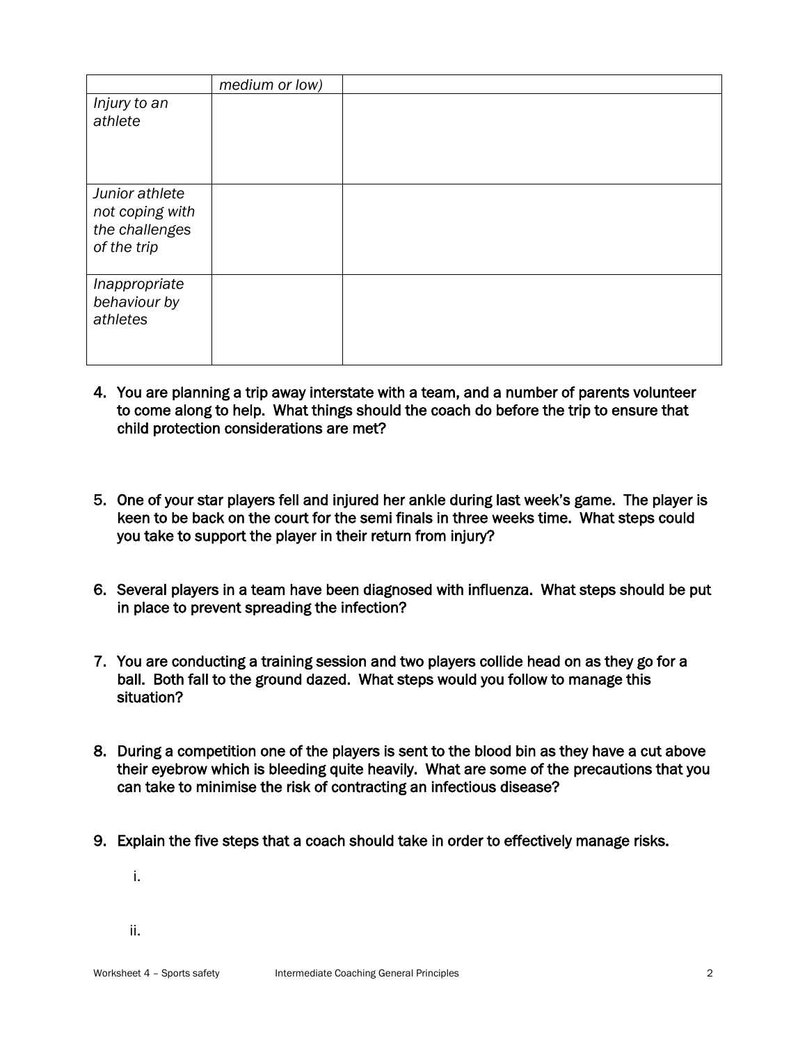| | *medium or low)* | |
|---|---|---|
| *Injury to an athlete* | | |
| *Junior athlete not coping with the challenges of the trip* | | |
| *Inappropriate behaviour by athletes* | | |

4. You are planning a trip away interstate with a team, and a number of parents volunteer to come along to help. What things should the coach do before the trip to ensure that child protection considerations are met?

5. One of your star players fell and injured her ankle during last week's game. The player is keen to be back on the court for the semi finals in three weeks time. What steps could you take to support the player in their return from injury?

6. Several players in a team have been diagnosed with influenza. What steps should be put in place to prevent spreading the infection?

7. You are conducting a training session and two players collide head on as they go for a ball. Both fall to the ground dazed. What steps would you follow to manage this situation?

8. During a competition one of the players is sent to the blood bin as they have a cut above their eyebrow which is bleeding quite heavily. What are some of the precautions that you can take to minimise the risk of contracting an infectious disease?

9. Explain the five steps that a coach should take in order to effectively manage risks.

   i.

   ii.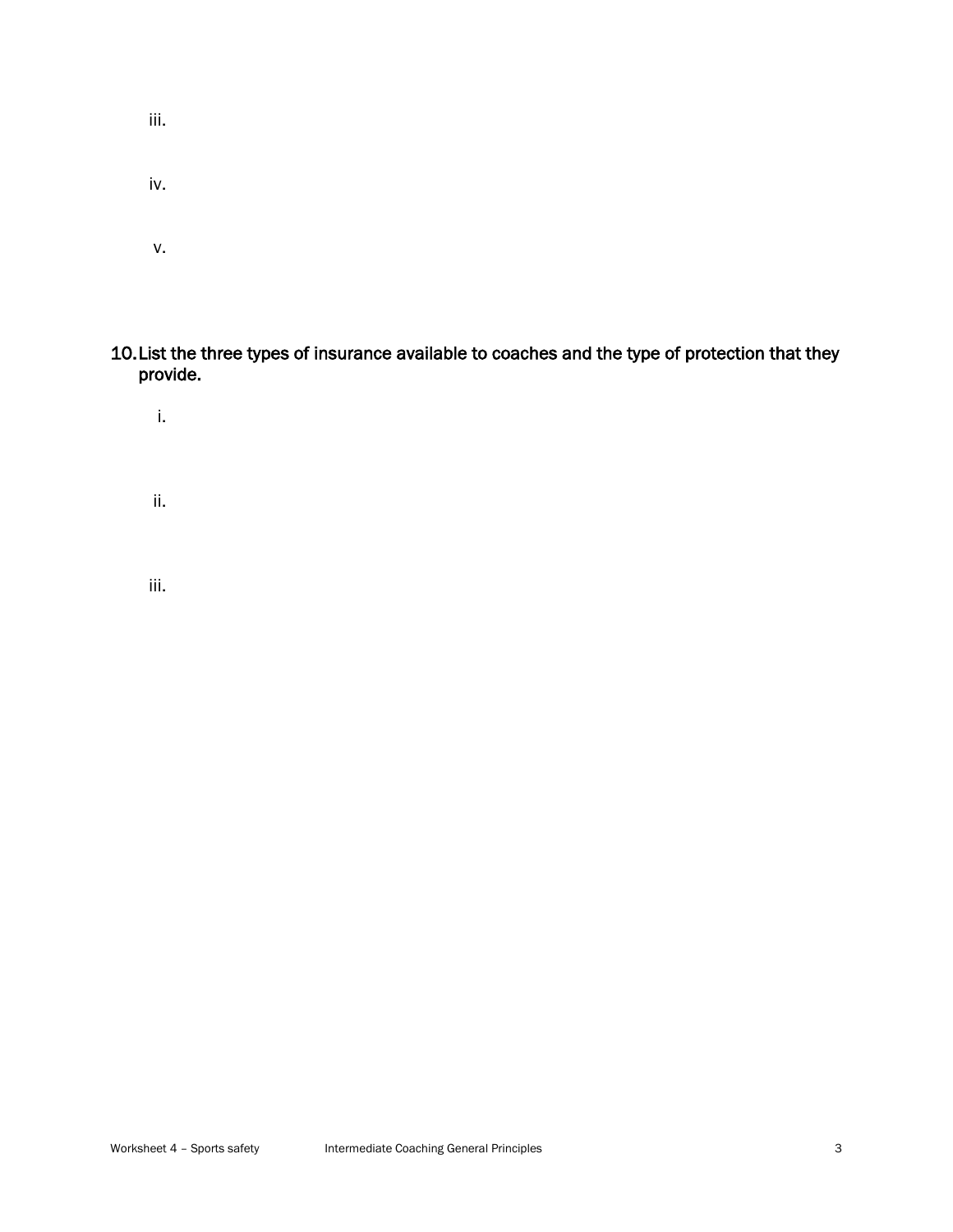iii.

iv.

v.

10. List the three types of insurance available to coaches and the type of protection that they provide.

i.

ii.

iii.